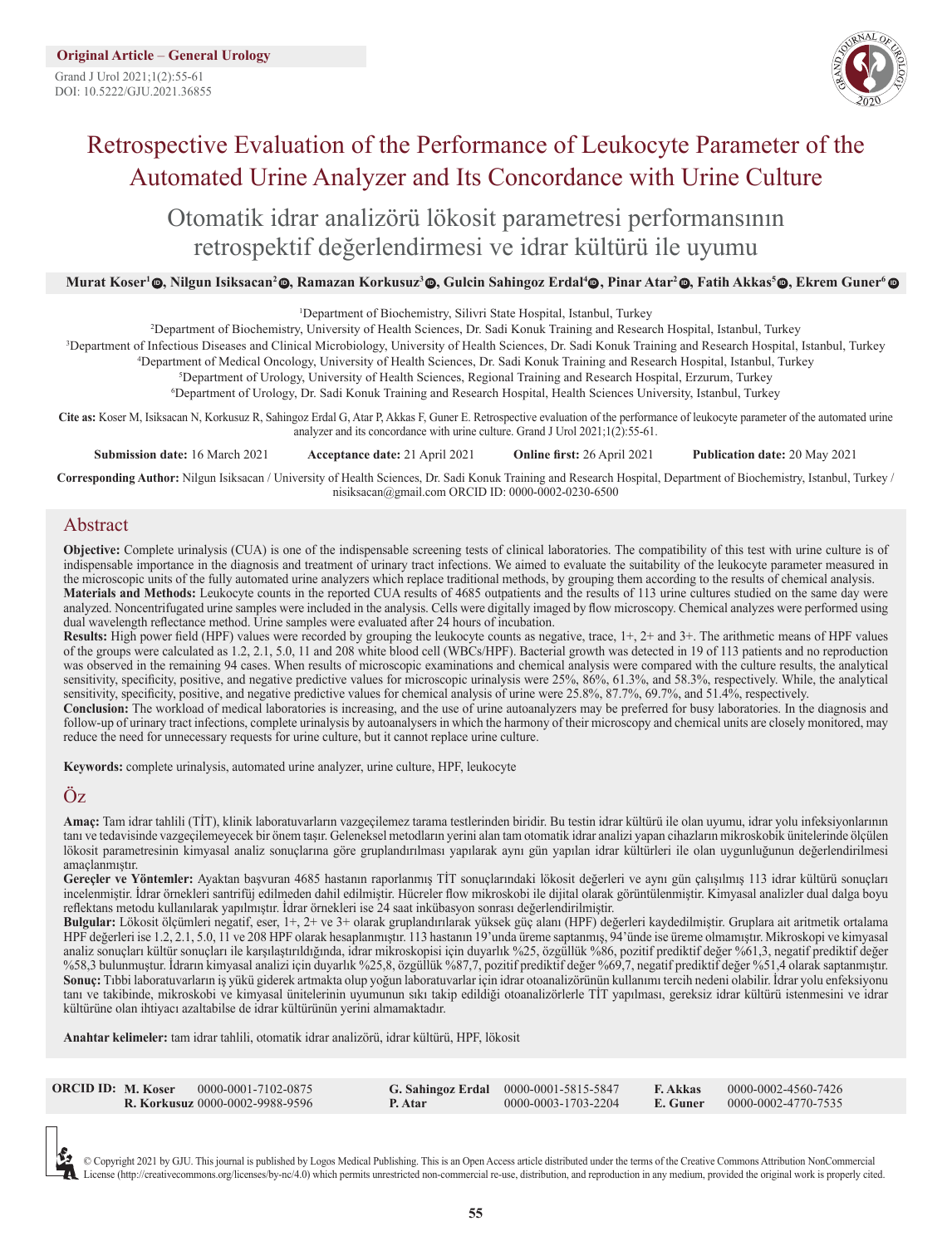**Original Article – General Urology**

Grand J Urol 2021;1(2):55-61
DOI: 10.5222/GJU.2021.36855

# Retrospective Evaluation of the Performance of Leukocyte Parameter of the Automated Urine Analyzer and Its Concordance with Urine Culture

# Otomatik idrar analizörü lökosit parametresi performansının retrospektif değerlendirmesi ve idrar kültürü ile uyumu

**Murat Koser[1], Nilgun Isiksacan[2], Ramazan Korkusuz[3], Gulcin Sahingoz Erdal[4], Pinar Atar[2], Fatih Akkas[5], Ekrem Guner[6]**

[1]Department of Biochemistry, Silivri State Hospital, Istanbul, Turkey
[2]Department of Biochemistry, University of Health Sciences, Dr. Sadi Konuk Training and Research Hospital, Istanbul, Turkey
[3]Department of Infectious Diseases and Clinical Microbiology, University of Health Sciences, Dr. Sadi Konuk Training and Research Hospital, Istanbul, Turkey
[4]Department of Medical Oncology, University of Health Sciences, Dr. Sadi Konuk Training and Research Hospital, Istanbul, Turkey
[5]Department of Urology, University of Health Sciences, Regional Training and Research Hospital, Erzurum, Turkey
[6]Department of Urology, Dr. Sadi Konuk Training and Research Hospital, Health Sciences University, Istanbul, Turkey

**Cite as:** Koser M, Isiksacan N, Korkusuz R, Sahingoz Erdal G, Atar P, Akkas F, Guner E. Retrospective evaluation of the performance of leukocyte parameter of the automated urine analyzer and its concordance with urine culture. Grand J Urol 2021;1(2):55-61.

**Submission date:** 16 March 2021 **Acceptance date:** 21 April 2021 **Online first:** 26 April 2021 **Publication date:** 20 May 2021

**Corresponding Author:** Nilgun Isiksacan / University of Health Sciences, Dr. Sadi Konuk Training and Research Hospital, Department of Biochemistry, Istanbul, Turkey / nisiksacan@gmail.com ORCID ID: 0000-0002-0230-6500

## Abstract

**Objective:** Complete urinalysis (CUA) is one of the indispensable screening tests of clinical laboratories. The compatibility of this test with urine culture is of indispensable importance in the diagnosis and treatment of urinary tract infections. We aimed to evaluate the suitability of the leukocyte parameter measured in the microscopic units of the fully automated urine analyzers which replace traditional methods, by grouping them according to the results of chemical analysis.
**Materials and Methods:** Leukocyte counts in the reported CUA results of 4685 outpatients and the results of 113 urine cultures studied on the same day were analyzed. Noncentrifugated urine samples were included in the analysis. Cells were digitally imaged by flow microscopy. Chemical analyzes were performed using dual wavelength reflectance method. Urine samples were evaluated after 24 hours of incubation.
**Results:** High power field (HPF) values were recorded by grouping the leukocyte counts as negative, trace, 1+, 2+ and 3+. The arithmetic means of HPF values of the groups were calculated as 1.2, 2.1, 5.0, 11 and 208 white blood cell (WBCs/HPF). Bacterial growth was detected in 19 of 113 patients and no reproduction was observed in the remaining 94 cases. When results of microscopic examinations and chemical analysis were compared with the culture results, the analytical sensitivity, specificity, positive, and negative predictive values for microscopic urinalysis were 25%, 86%, 61.3%, and 58.3%, respectively. While, the analytical sensitivity, specificity, positive, and negative predictive values for chemical analysis of urine were 25.8%, 87.7%, 69.7%, and 51.4%, respectively.
**Conclusion:** The workload of medical laboratories is increasing, and the use of urine autoanalyzers may be preferred for busy laboratories. In the diagnosis and follow-up of urinary tract infections, complete urinalysis by autoanalysers in which the harmony of their microscopy and chemical units are closely monitored, may reduce the need for unnecessary requests for urine culture, but it cannot replace urine culture.

**Keywords:** complete urinalysis, automated urine analyzer, urine culture, HPF, leukocyte

## Öz

**Amaç:** Tam idrar tahlili (TİT), klinik laboratuvarların vazgeçilemez tarama testlerinden biridir. Bu testin idrar kültürü ile olan uyumu, idrar yolu infeksiyonlarının tanı ve tedavisinde vazgeçilemeyecek bir önem taşır. Geleneksel metodların yerini alan tam otomatik idrar analizi yapan cihazların mikroskobik ünitelerinde ölçülen lökosit parametresinin kimyasal analiz sonuçlarına göre gruplandırılması yapılarak aynı gün yapılan idrar kültürleri ile olan uygunluğunun değerlendirilmesi amaçlanmıştır.
**Gereçler ve Yöntemler:** Ayaktan başvuran 4685 hastanın raporlanmış TİT sonuçlarındaki lökosit değerleri ve aynı gün çalışılmış 113 idrar kültürü sonuçları incelenmiştir. İdrar örnekleri santrifüj edilmeden dahil edilmiştir. Hücreler flow mikroskobi ile dijital olarak görüntülenmiştir. Kimyasal analizler dual dalga boyu reflektans metodu kullanılarak yapılmıştır. İdrar örnekleri ise 24 saat inkübasyon sonrası değerlendirilmiştir.
**Bulgular:** Lökosit ölçümleri negatif, eser, 1+, 2+ ve 3+ olarak gruplandırılarak yüksek güç alanı (HPF) değerleri kaydedilmiştir. Gruplara ait aritmetik ortalama HPF değerleri ise 1.2, 2.1, 5.0, 11 ve 208 HPF olarak hesaplanmıştır. 113 hastanın 19'unda üreme saptanmış, 94'ünde ise üreme olmamıştır. Mikroskopi ve kimyasal analiz sonuçları kültür sonuçları ile karşılaştırıldığında, idrar mikroskopisi için duyarlık %25, özgüllük %86, pozitif prediktif değer %61,3, negatif prediktif değer %58,3 bulunmuştur. İdrarın kimyasal analizi için duyarlık %25,8, özgüllük %87,7, pozitif prediktif değer %69,7, negatif prediktif değer %51,4 olarak saptanmıştır.
**Sonuç:** Tıbbi laboratuvarların iş yükü giderek artmakta olup yoğun laboratuvarlar için idrar otoanalizörünün kullanımı tercih nedeni olabilir. İdrar yolu enfeksiyonu tanı ve takibinde, mikroskobi ve kimyasal ünitelerinin uyumunun sıkı takip edildiği otoanalizörlerle TİT yapılması, gereksiz idrar kültürü istenmesini ve idrar kültürüne olan ihtiyacı azaltabilse de idrar kültürünün yerini almamaktadır.

**Anahtar kelimeler:** tam idrar tahlili, otomatik idrar analizörü, idrar kültürü, HPF, lökosit

| ORCID ID: | | | | | |
|---|---|---|---|---|---|
| M. Koser | 0000-0001-7102-0875 | G. Sahingoz Erdal | 0000-0001-5815-5847 | F. Akkas | 0000-0002-4560-7426 |
| R. Korkusuz | 0000-0002-9988-9596 | P. Atar | 0000-0003-1703-2204 | E. Guner | 0000-0002-4770-7535 |

© Copyright 2021 by GJU. This journal is published by Logos Medical Publishing. This is an Open Access article distributed under the terms of the Creative Commons Attribution NonCommercial License (http://creativecommons.org/licenses/by-nc/4.0) which permits unrestricted non-commercial re-use, distribution, and reproduction in any medium, provided the original work is properly cited.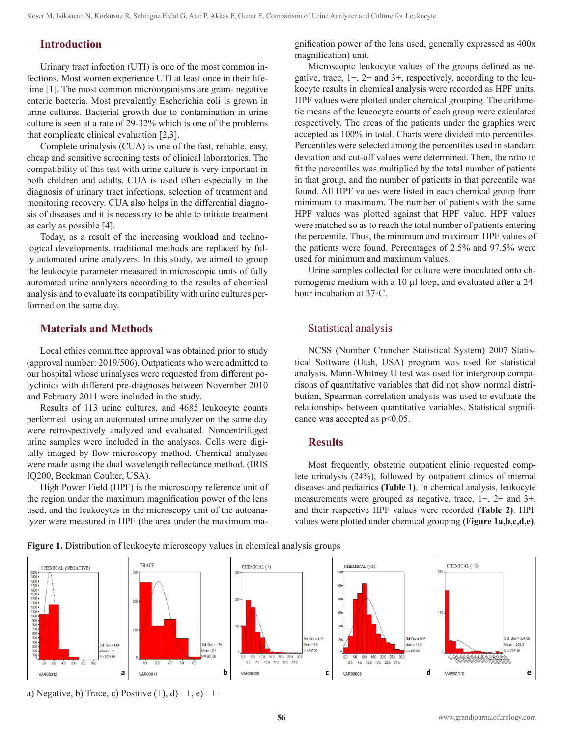## Introduction

Urinary tract infection (UTI) is one of the most common infections. Most women experience UTI at least once in their lifetime [1]. The most common microorganisms are gram- negative enteric bacteria. Most prevalently Escherichia coli is grown in urine cultures. Bacterial growth due to contamination in urine culture is seen at a rate of 29-32% which is one of the problems that complicate clinical evaluation [2,3].

Complete urinalysis (CUA) is one of the fast, reliable, easy, cheap and sensitive screening tests of clinical laboratories. The compatibility of this test with urine culture is very important in both children and adults. CUA is used often especially in the diagnosis of urinary tract infections, selection of treatment and monitoring recovery. CUA also helps in the differential diagnosis of diseases and it is necessary to be able to initiate treatment as early as possible [4].

Today, as a result of the increasing workload and technological developments, traditional methods are replaced by fully automated urine analyzers. In this study, we aimed to group the leukocyte parameter measured in microscopic units of fully automated urine analyzers according to the results of chemical analysis and to evaluate its compatibility with urine cultures performed on the same day.

## Materials and Methods

Local ethics committee approval was obtained prior to study (approval number: 2019/506). Outpatients who were admitted to our hospital whose urinalyses were requested from different polyclinics with different pre-diagnoses between November 2010 and February 2011 were included in the study.

Results of 113 urine cultures, and 4685 leukocyte counts performed using an automated urine analyzer on the same day were retrospectively analyzed and evaluated. Noncentrifuged urine samples were included in the analyses. Cells were digitally imaged by flow microscopy method. Chemical analyzes were made using the dual wavelength reflectance method. (IRIS IQ200, Beckman Coulter, USA).

High Power Field (HPF) is the microscopy reference unit of the region under the maximum magnification power of the lens used, and the leukocytes in the microscopy unit of the autoanalyzer were measured in HPF (the area under the maximum magnification power of the lens used, generally expressed as 400x magnification) unit.

Microscopic leukocyte values of the groups defined as negative, trace, 1+, 2+ and 3+, respectively, according to the leukocyte results in chemical analysis were recorded as HPF units. HPF values were plotted under chemical grouping. The arithmetic means of the leucocyte counts of each group were calculated respectively. The areas of the patients under the graphics were accepted as 100% in total. Charts were divided into percentiles. Percentiles were selected among the percentiles used in standard deviation and cut-off values were determined. Then, the ratio to fit the percentiles was multiplied by the total number of patients in that group, and the number of patients in that percentile was found. All HPF values were listed in each chemical group from minimum to maximum. The number of patients with the same HPF values was plotted against that HPF value. HPF values were matched so as to reach the total number of patients entering the percentile. Thus, the minimum and maximum HPF values of the patients were found. Percentages of 2.5% and 97.5% were used for minimum and maximum values.

Urine samples collected for culture were inoculated onto chromogenic medium with a 10 µl loop, and evaluated after a 24-hour incubation at 37◦C.

### Statistical analysis

NCSS (Number Cruncher Statistical System) 2007 Statistical Software (Utah, USA) program was used for statistical analysis. Mann-Whitney U test was used for intergroup comparisons of quantitative variables that did not show normal distribution, Spearman correlation analysis was used to evaluate the relationships between quantitative variables. Statistical significance was accepted as $p<0.05$.

## Results

Most frequently, obstetric outpatient clinic requested complete urinalysis (24%), followed by outpatient clinics of internal diseases and pediatrics **(Table 1)**. In chemical analysis, leukocyte measurements were grouped as negative, trace, 1+, 2+ and 3+, and their respective HPF values were recorded **(Table 2)**. HPF values were plotted under chemical grouping **(Figure 1a,b,c,d,e)**.

**Figure 1.** Distribution of leukocyte microscopy values in chemical analysis groups

a) Negative, b) Trace, c) Positive (+), d) ++, e) +++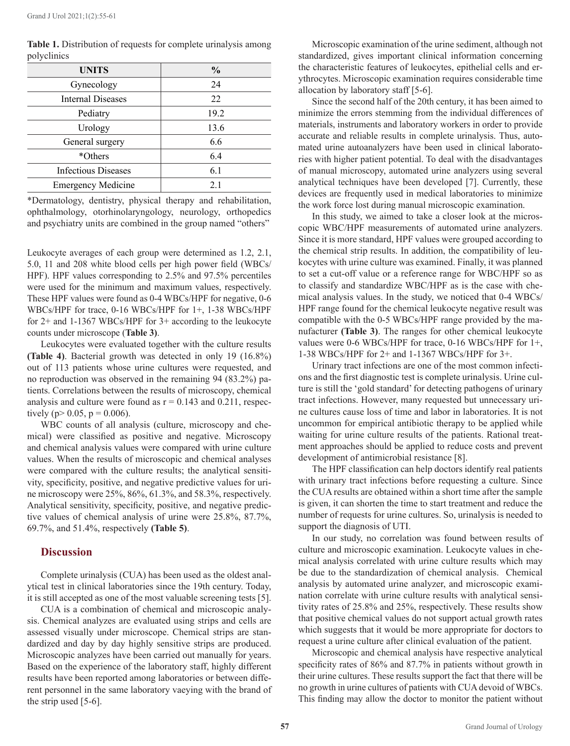**Table 1.** Distribution of requests for complete urinalysis among polyclinics

| UNITS | % |
|---|---|
| Gynecology | 24 |
| Internal Diseases | 22 |
| Pediatry | 19.2 |
| Urology | 13.6 |
| General surgery | 6.6 |
| *Others | 6.4 |
| Infectious Diseases | 6.1 |
| Emergency Medicine | 2.1 |

*Dermatology, dentistry, physical therapy and rehabilitation, ophthalmology, otorhinolaryngology, neurology, orthopedics and psychiatry units are combined in the group named "others"

Leukocyte averages of each group were determined as 1.2, 2.1, 5.0, 11 and 208 white blood cells per high power field (WBCs/HPF). HPF values corresponding to 2.5% and 97.5% percentiles were used for the minimum and maximum values, respectively. These HPF values were found as 0-4 WBCs/HPF for negative, 0-6 WBCs/HPF for trace, 0-16 WBCs/HPF for 1+, 1-38 WBCs/HPF for 2+ and 1-1367 WBCs/HPF for 3+ according to the leukocyte counts under microscope (**Table 3**).

Leukocytes were evaluated together with the culture results **(Table 4)**. Bacterial growth was detected in only 19 (16.8%) out of 113 patients whose urine cultures were requested, and no reproduction was observed in the remaining 94 (83.2%) patients. Correlations between the results of microscopy, chemical analysis and culture were found as r = 0.143 and 0.211, respectively (p> 0.05, p = 0.006).

WBC counts of all analysis (culture, microscopy and chemical) were classified as positive and negative. Microscopy and chemical analysis values were compared with urine culture values. When the results of microscopic and chemical analyses were compared with the culture results; the analytical sensitivity, specificity, positive, and negative predictive values for urine microscopy were 25%, 86%, 61.3%, and 58.3%, respectively. Analytical sensitivity, specificity, positive, and negative predictive values of chemical analysis of urine were 25.8%, 87.7%, 69.7%, and 51.4%, respectively **(Table 5)**.

## Discussion

Complete urinalysis (CUA) has been used as the oldest analytical test in clinical laboratories since the 19th century. Today, it is still accepted as one of the most valuable screening tests [5].

CUA is a combination of chemical and microscopic analysis. Chemical analyzes are evaluated using strips and cells are assessed visually under microscope. Chemical strips are standardized and day by day highly sensitive strips are produced. Microscopic analyzes have been carried out manually for years. Based on the experience of the laboratory staff, highly different results have been reported among laboratories or between different personnel in the same laboratory vaeying with the brand of the strip used [5-6].

Microscopic examination of the urine sediment, although not standardized, gives important clinical information concerning the characteristic features of leukocytes, epithelial cells and erythrocytes. Microscopic examination requires considerable time allocation by laboratory staff [5-6].

Since the second half of the 20th century, it has been aimed to minimize the errors stemming from the individual differences of materials, instruments and laboratory workers in order to provide accurate and reliable results in complete urinalysis. Thus, automated urine autoanalyzers have been used in clinical laboratories with higher patient potential. To deal with the disadvantages of manual microscopy, automated urine analyzers using several analytical techniques have been developed [7]. Currently, these devices are frequently used in medical laboratories to minimize the work force lost during manual microscopic examination.

In this study, we aimed to take a closer look at the microscopic WBC/HPF measurements of automated urine analyzers. Since it is more standard, HPF values were grouped according to the chemical strip results. In addition, the compatibility of leukocytes with urine culture was examined. Finally, it was planned to set a cut-off value or a reference range for WBC/HPF so as to classify and standardize WBC/HPF as is the case with chemical analysis values. In the study, we noticed that 0-4 WBCs/HPF range found for the chemical leukocyte negative result was compatible with the 0-5 WBCs/HPF range provided by the manufacturer **(Table 3)**. The ranges for other chemical leukocyte values were 0-6 WBCs/HPF for trace, 0-16 WBCs/HPF for 1+, 1-38 WBCs/HPF for 2+ and 1-1367 WBCs/HPF for 3+.

Urinary tract infections are one of the most common infections and the first diagnostic test is complete urinalysis. Urine culture is still the 'gold standard' for detecting pathogens of urinary tract infections. However, many requested but unnecessary urine cultures cause loss of time and labor in laboratories. It is not uncommon for empirical antibiotic therapy to be applied while waiting for urine culture results of the patients. Rational treatment approaches should be applied to reduce costs and prevent development of antimicrobial resistance [8].

The HPF classification can help doctors identify real patients with urinary tract infections before requesting a culture. Since the CUA results are obtained within a short time after the sample is given, it can shorten the time to start treatment and reduce the number of requests for urine cultures. So, urinalysis is needed to support the diagnosis of UTI.

In our study, no correlation was found between results of culture and microscopic examination. Leukocyte values in chemical analysis correlated with urine culture results which may be due to the standardization of chemical analysis. Chemical analysis by automated urine analyzer, and microscopic examination correlate with urine culture results with analytical sensitivity rates of 25.8% and 25%, respectively. These results show that positive chemical values do not support actual growth rates which suggests that it would be more appropriate for doctors to request a urine culture after clinical evaluation of the patient.

Microscopic and chemical analysis have respective analytical specificity rates of 86% and 87.7% in patients without growth in their urine cultures. These results support the fact that there will be no growth in urine cultures of patients with CUA devoid of WBCs. This finding may allow the doctor to monitor the patient without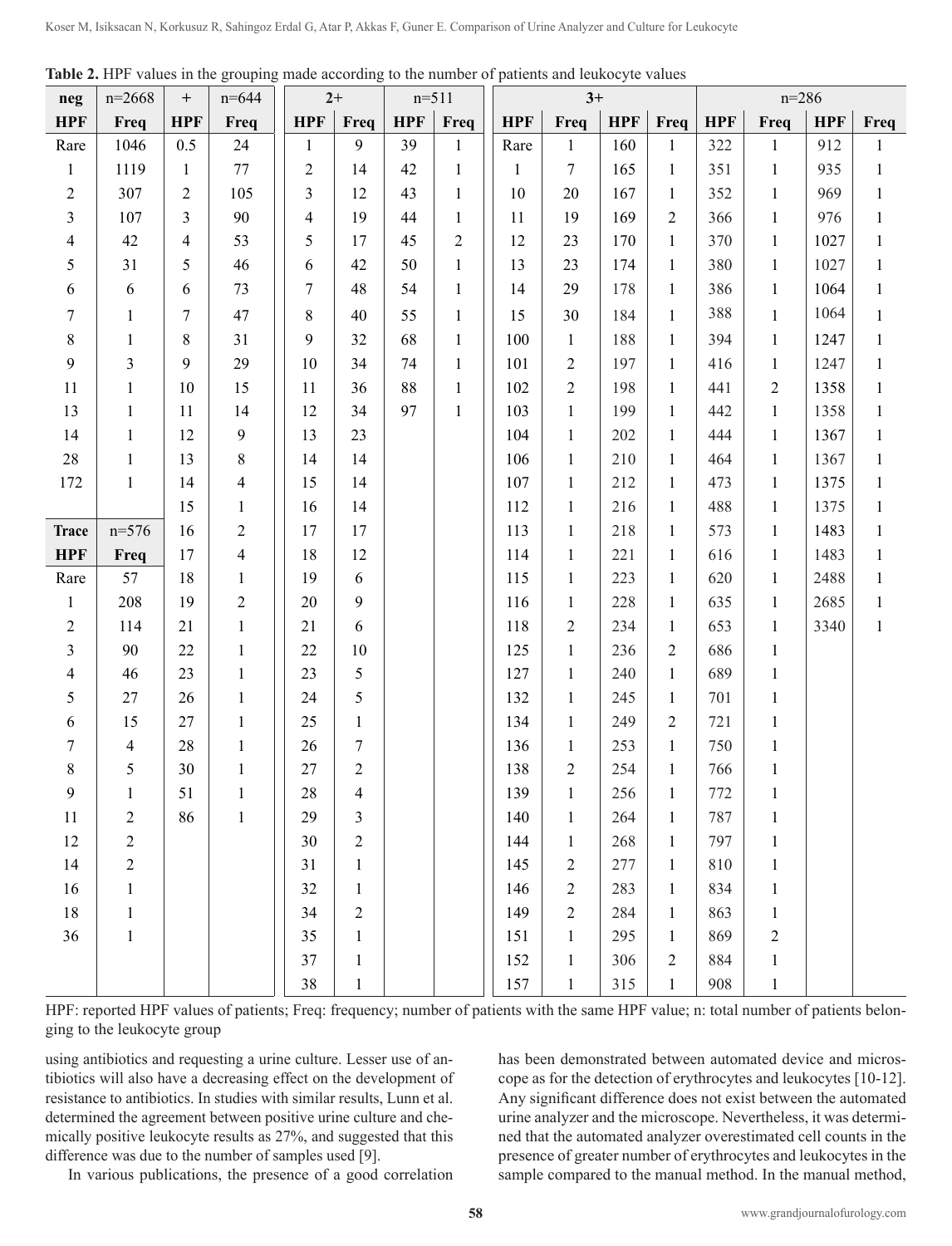**Table 2.** HPF values in the grouping made according to the number of patients and leukocyte values

| neg | n=2668 | + | n=644 | 2+ | | n=511 | | 3+ | | | | n=286 | | | |
|---|---|---|---|---|---|---|---|---|---|---|---|---|---|---|---|
| HPF | Freq | HPF | Freq | HPF | Freq | HPF | Freq | HPF | Freq | HPF | Freq | HPF | Freq | HPF | Freq |
| Rare | 1046 | 0.5 | 24 | 1 | 9 | 39 | 1 | Rare | 1 | 160 | 1 | 322 | 1 | 912 | 1 |
| 1 | 1119 | 1 | 77 | 2 | 14 | 42 | 1 | 1 | 7 | 165 | 1 | 351 | 1 | 935 | 1 |
| 2 | 307 | 2 | 105 | 3 | 12 | 43 | 1 | 10 | 20 | 167 | 1 | 352 | 1 | 969 | 1 |
| 3 | 107 | 3 | 90 | 4 | 19 | 44 | 1 | 11 | 19 | 169 | 2 | 366 | 1 | 976 | 1 |
| 4 | 42 | 4 | 53 | 5 | 17 | 45 | 2 | 12 | 23 | 170 | 1 | 370 | 1 | 1027 | 1 |
| 5 | 31 | 5 | 46 | 6 | 42 | 50 | 1 | 13 | 23 | 174 | 1 | 380 | 1 | 1027 | 1 |
| 6 | 6 | 6 | 73 | 7 | 48 | 54 | 1 | 14 | 29 | 178 | 1 | 386 | 1 | 1064 | 1 |
| 7 | 1 | 7 | 47 | 8 | 40 | 55 | 1 | 15 | 30 | 184 | 1 | 388 | 1 | 1064 | 1 |
| 8 | 1 | 8 | 31 | 9 | 32 | 68 | 1 | 100 | 1 | 188 | 1 | 394 | 1 | 1247 | 1 |
| 9 | 3 | 9 | 29 | 10 | 34 | 74 | 1 | 101 | 2 | 197 | 1 | 416 | 1 | 1247 | 1 |
| 11 | 1 | 10 | 15 | 11 | 36 | 88 | 1 | 102 | 2 | 198 | 1 | 441 | 2 | 1358 | 1 |
| 13 | 1 | 11 | 14 | 12 | 34 | 97 | 1 | 103 | 1 | 199 | 1 | 442 | 1 | 1358 | 1 |
| 14 | 1 | 12 | 9 | 13 | 23 | | | 104 | 1 | 202 | 1 | 444 | 1 | 1367 | 1 |
| 28 | 1 | 13 | 8 | 14 | 14 | | | 106 | 1 | 210 | 1 | 464 | 1 | 1367 | 1 |
| 172 | 1 | 14 | 4 | 15 | 14 | | | 107 | 1 | 212 | 1 | 473 | 1 | 1375 | 1 |
| | | 15 | 1 | 16 | 14 | | | 112 | 1 | 216 | 1 | 488 | 1 | 1375 | 1 |
| **Trace** | **n=576** | 16 | 2 | 17 | 17 | | | 113 | 1 | 218 | 1 | 573 | 1 | 1483 | 1 |
| **HPF** | **Freq** | 17 | 4 | 18 | 12 | | | 114 | 1 | 221 | 1 | 616 | 1 | 1483 | 1 |
| Rare | 57 | 18 | 1 | 19 | 6 | | | 115 | 1 | 223 | 1 | 620 | 1 | 2488 | 1 |
| 1 | 208 | 19 | 2 | 20 | 9 | | | 116 | 1 | 228 | 1 | 635 | 1 | 2685 | 1 |
| 2 | 114 | 21 | 1 | 21 | 6 | | | 118 | 2 | 234 | 1 | 653 | 1 | 3340 | 1 |
| 3 | 90 | 22 | 1 | 22 | 10 | | | 125 | 1 | 236 | 2 | 686 | 1 | | |
| 4 | 46 | 23 | 1 | 23 | 5 | | | 127 | 1 | 240 | 1 | 689 | 1 | | |
| 5 | 27 | 26 | 1 | 24 | 5 | | | 132 | 1 | 245 | 1 | 701 | 1 | | |
| 6 | 15 | 27 | 1 | 25 | 1 | | | 134 | 1 | 249 | 2 | 721 | 1 | | |
| 7 | 4 | 28 | 1 | 26 | 7 | | | 136 | 1 | 253 | 1 | 750 | 1 | | |
| 8 | 5 | 30 | 1 | 27 | 2 | | | 138 | 2 | 254 | 1 | 766 | 1 | | |
| 9 | 1 | 51 | 1 | 28 | 4 | | | 139 | 1 | 256 | 1 | 772 | 1 | | |
| 11 | 2 | 86 | 1 | 29 | 3 | | | 140 | 1 | 264 | 1 | 787 | 1 | | |
| 12 | 2 | | | 30 | 2 | | | 144 | 1 | 268 | 1 | 797 | 1 | | |
| 14 | 2 | | | 31 | 1 | | | 145 | 2 | 277 | 1 | 810 | 1 | | |
| 16 | 1 | | | 32 | 1 | | | 146 | 2 | 283 | 1 | 834 | 1 | | |
| 18 | 1 | | | 34 | 2 | | | 149 | 2 | 284 | 1 | 863 | 1 | | |
| 36 | 1 | | | 35 | 1 | | | 151 | 1 | 295 | 1 | 869 | 2 | | |
| | | | | 37 | 1 | | | 152 | 1 | 306 | 2 | 884 | 1 | | |
| | | | | 38 | 1 | | | 157 | 1 | 315 | 1 | 908 | 1 | | |

HPF: reported HPF values of patients; Freq: frequency; number of patients with the same HPF value; n: total number of patients belonging to the leukocyte group

using antibiotics and requesting a urine culture. Lesser use of antibiotics will also have a decreasing effect on the development of resistance to antibiotics. In studies with similar results, Lunn et al. determined the agreement between positive urine culture and chemically positive leukocyte results as 27%, and suggested that this difference was due to the number of samples used [9].

In various publications, the presence of a good correlation has been demonstrated between automated device and microscope as for the detection of erythrocytes and leukocytes [10-12]. Any significant difference does not exist between the automated urine analyzer and the microscope. Nevertheless, it was determined that the automated analyzer overestimated cell counts in the presence of greater number of erythrocytes and leukocytes in the sample compared to the manual method. In the manual method,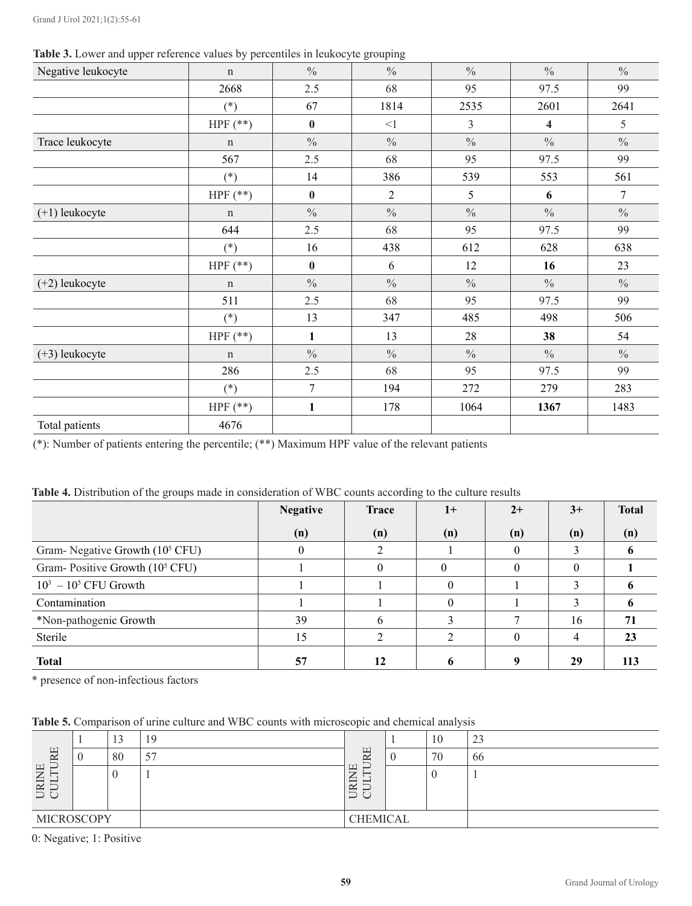**Table 3.** Lower and upper reference values by percentiles in leukocyte grouping

| Negative leukocyte | n | % | % | % | % | % |
|---|---|---|---|---|---|---|
| | 2668 | 2.5 | 68 | 95 | 97.5 | 99 |
| | (*) | 67 | 1814 | 2535 | 2601 | 2641 |
| | HPF (**) | **0** | <1 | 3 | **4** | 5 |
| Trace leukocyte | n | % | % | % | % | % |
| | 567 | 2.5 | 68 | 95 | 97.5 | 99 |
| | (*) | 14 | 386 | 539 | 553 | 561 |
| | HPF (**) | **0** | 2 | 5 | **6** | 7 |
| (+1) leukocyte | n | % | % | % | % | % |
| | 644 | 2.5 | 68 | 95 | 97.5 | 99 |
| | (*) | 16 | 438 | 612 | 628 | 638 |
| | HPF (**) | **0** | 6 | 12 | **16** | 23 |
| (+2) leukocyte | n | % | % | % | % | % |
| | 511 | 2.5 | 68 | 95 | 97.5 | 99 |
| | (*) | 13 | 347 | 485 | 498 | 506 |
| | HPF (**) | **1** | 13 | 28 | **38** | 54 |
| (+3) leukocyte | n | % | % | % | % | % |
| | 286 | 2.5 | 68 | 95 | 97.5 | 99 |
| | (*) | 7 | 194 | 272 | 279 | 283 |
| | HPF (**) | **1** | 178 | 1064 | **1367** | 1483 |
| Total patients | 4676 | | | | | |

(*): Number of patients entering the percentile; (**) Maximum HPF value of the relevant patients

**Table 4.** Distribution of the groups made in consideration of WBC counts according to the culture results

| | **Negative (n)** | **Trace (n)** | **1+ (n)** | **2+ (n)** | **3+ (n)** | **Total (n)** |
|---|---|---|---|---|---|---|
| Gram- Negative Growth ($10^5$ CFU) | 0 | 2 | 1 | 0 | 3 | **6** |
| Gram- Positive Growth ($10^5$ CFU) | 1 | 0 | 0 | 0 | 0 | **1** |
| $10^3$ – $10^5$ CFU Growth | 1 | 1 | 0 | 1 | 3 | **6** |
| Contamination | 1 | 1 | 0 | 1 | 3 | **6** |
| *Non-pathogenic Growth | 39 | 6 | 3 | 7 | 16 | **71** |
| Sterile | 15 | 2 | 2 | 0 | 4 | **23** |
| **Total** | **57** | **12** | **6** | **9** | **29** | **113** |

\* presence of non-infectious factors

**Table 5.** Comparison of urine culture and WBC counts with microscopic and chemical analysis

| URINE CULTURE | | | | URINE CULTURE | | | |
|---|---|---|---|---|---|---|---|
| | 1 | 13 | 19 | | 1 | 10 | 23 |
| | 0 | 80 | 57 | | 0 | 70 | 66 |
| | | 0 | 1 | | | 0 | 1 |
| MICROSCOPY | | | | CHEMICAL | | | |

0: Negative; 1: Positive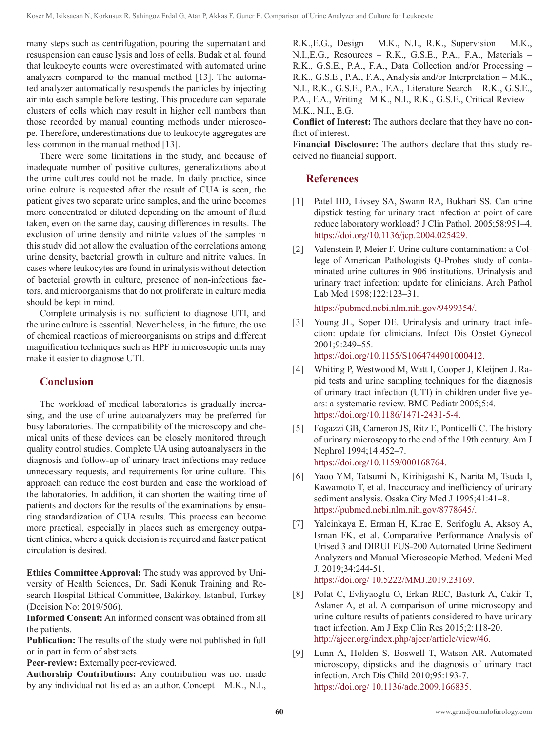many steps such as centrifugation, pouring the supernatant and resuspension can cause lysis and loss of cells. Budak et al. found that leukocyte counts were overestimated with automated urine analyzers compared to the manual method [13]. The automated analyzer automatically resuspends the particles by injecting air into each sample before testing. This procedure can separate clusters of cells which may result in higher cell numbers than those recorded by manual counting methods under microscope. Therefore, underestimations due to leukocyte aggregates are less common in the manual method [13].

There were some limitations in the study, and because of inadequate number of positive cultures, generalizations about the urine cultures could not be made. In daily practice, since urine culture is requested after the result of CUA is seen, the patient gives two separate urine samples, and the urine becomes more concentrated or diluted depending on the amount of fluid taken, even on the same day, causing differences in results. The exclusion of urine density and nitrite values of the samples in this study did not allow the evaluation of the correlations among urine density, bacterial growth in culture and nitrite values. In cases where leukocytes are found in urinalysis without detection of bacterial growth in culture, presence of non-infectious factors, and microorganisms that do not proliferate in culture media should be kept in mind.

Complete urinalysis is not sufficient to diagnose UTI, and the urine culture is essential. Nevertheless, in the future, the use of chemical reactions of microorganisms on strips and different magnification techniques such as HPF in microscopic units may make it easier to diagnose UTI.

## Conclusion

The workload of medical laboratories is gradually increasing, and the use of urine autoanalyzers may be preferred for busy laboratories. The compatibility of the microscopy and chemical units of these devices can be closely monitored through quality control studies. Complete UA using autoanalysers in the diagnosis and follow-up of urinary tract infections may reduce unnecessary requests, and requirements for urine culture. This approach can reduce the cost burden and ease the workload of the laboratories. In addition, it can shorten the waiting time of patients and doctors for the results of the examinations by ensuring standardization of CUA results. This process can become more practical, especially in places such as emergency outpatient clinics, where a quick decision is required and faster patient circulation is desired.

**Ethics Committee Approval:** The study was approved by University of Health Sciences, Dr. Sadi Konuk Training and Research Hospital Ethical Committee, Bakirkoy, Istanbul, Turkey (Decision No: 2019/506).

**Informed Consent:** An informed consent was obtained from all the patients.

**Publication:** The results of the study were not published in full or in part in form of abstracts.

**Peer-review:** Externally peer-reviewed.

**Authorship Contributions:** Any contribution was not made by any individual not listed as an author. Concept – M.K., N.I., R.K.,E.G., Design – M.K., N.I., R.K., Supervision – M.K., N.I.,E.G., Resources – R.K., G.S.E., P.A., F.A., Materials – R.K., G.S.E., P.A., F.A., Data Collection and/or Processing – R.K., G.S.E., P.A., F.A., Analysis and/or Interpretation – M.K., N.I., R.K., G.S.E., P.A., F.A., Literature Search – R.K., G.S.E., P.A., F.A., Writing– M.K., N.I., R.K., G.S.E., Critical Review – M.K., N.I., E.G.

**Conflict of Interest:** The authors declare that they have no conflict of interest.

**Financial Disclosure:** The authors declare that this study received no financial support.

## References

[1] Patel HD, Livsey SA, Swann RA, Bukhari SS. Can urine dipstick testing for urinary tract infection at point of care reduce laboratory workload? J Clin Pathol. 2005;58:951–4. https://doi.org/10.1136/jcp.2004.025429.

[2] Valenstein P, Meier F. Urine culture contamination: a College of American Pathologists Q-Probes study of contaminated urine cultures in 906 institutions. Urinalysis and urinary tract infection: update for clinicians. Arch Pathol Lab Med 1998;122:123–31. https://pubmed.ncbi.nlm.nih.gov/9499354/.

[3] Young JL, Soper DE. Urinalysis and urinary tract infection: update for clinicians. Infect Dis Obstet Gynecol 2001;9:249–55. https://doi.org/10.1155/S1064744901000412.

[4] Whiting P, Westwood M, Watt I, Cooper J, Kleijnen J. Rapid tests and urine sampling techniques for the diagnosis of urinary tract infection (UTI) in children under five years: a systematic review. BMC Pediatr 2005;5:4. https://doi.org/10.1186/1471-2431-5-4.

[5] Fogazzi GB, Cameron JS, Ritz E, Ponticelli C. The history of urinary microscopy to the end of the 19th century. Am J Nephrol 1994;14:452–7. https://doi.org/10.1159/000168764.

[6] Yaoo YM, Tatsumi N, Kirihigashi K, Narita M, Tsuda I, Kawamoto T, et al. Inaccuracy and inefficiency of urinary sediment analysis. Osaka City Med J 1995;41:41–8. https://pubmed.ncbi.nlm.nih.gov/8778645/.

[7] Yalcinkaya E, Erman H, Kirac E, Serifoglu A, Aksoy A, Isman FK, et al. Comparative Performance Analysis of Urised 3 and DIRUI FUS-200 Automated Urine Sediment Analyzers and Manual Microscopic Method. Medeni Med J. 2019;34:244-51. https://doi.org/ 10.5222/MMJ.2019.23169.

[8] Polat C, Evliyaoglu O, Erkan REC, Basturk A, Cakir T, Aslaner A, et al. A comparison of urine microscopy and urine culture results of patients considered to have urinary tract infection. Am J Exp Clin Res 2015;2:118-20. http://ajecr.org/index.php/ajecr/article/view/46.

[9] Lunn A, Holden S, Boswell T, Watson AR. Automated microscopy, dipsticks and the diagnosis of urinary tract infection. Arch Dis Child 2010;95:193-7. https://doi.org/ 10.1136/adc.2009.166835.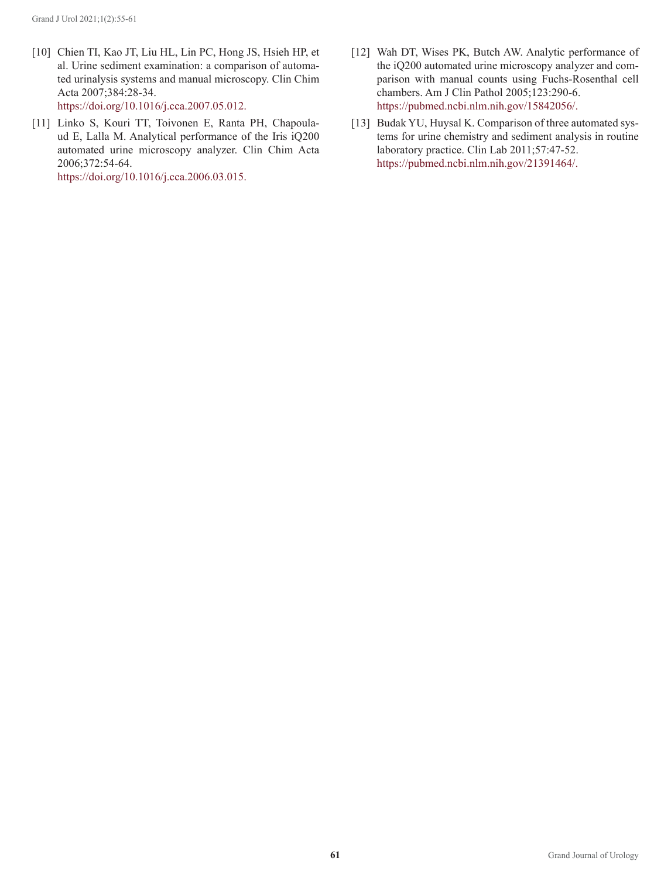[10] Chien TI, Kao JT, Liu HL, Lin PC, Hong JS, Hsieh HP, et al. Urine sediment examination: a comparison of automated urinalysis systems and manual microscopy. Clin Chim Acta 2007;384:28-34.
https://doi.org/10.1016/j.cca.2007.05.012.

[11] Linko S, Kouri TT, Toivonen E, Ranta PH, Chapoulaud E, Lalla M. Analytical performance of the Iris iQ200 automated urine microscopy analyzer. Clin Chim Acta 2006;372:54-64.
https://doi.org/10.1016/j.cca.2006.03.015.

[12] Wah DT, Wises PK, Butch AW. Analytic performance of the iQ200 automated urine microscopy analyzer and comparison with manual counts using Fuchs-Rosenthal cell chambers. Am J Clin Pathol 2005;123:290-6.
https://pubmed.ncbi.nlm.nih.gov/15842056/.

[13] Budak YU, Huysal K. Comparison of three automated systems for urine chemistry and sediment analysis in routine laboratory practice. Clin Lab 2011;57:47-52.
https://pubmed.ncbi.nlm.nih.gov/21391464/.